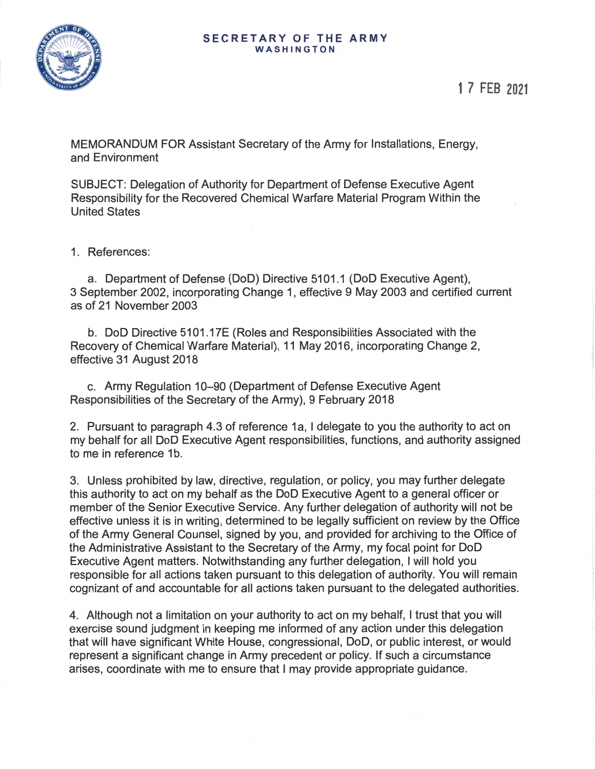**SECRETARY OF THE ARMY**
**WASHINGTON**

17 FEB 2021

MEMORANDUM FOR Assistant Secretary of the Army for Installations, Energy, and Environment

SUBJECT: Delegation of Authority for Department of Defense Executive Agent Responsibility for the Recovered Chemical Warfare Material Program Within the United States

1. References:

   a. Department of Defense (DoD) Directive 5101.1 (DoD Executive Agent), 3 September 2002, incorporating Change 1, effective 9 May 2003 and certified current as of 21 November 2003

   b. DoD Directive 5101.17E (Roles and Responsibilities Associated with the Recovery of Chemical Warfare Material), 11 May 2016, incorporating Change 2, effective 31 August 2018

   c. Army Regulation 10–90 (Department of Defense Executive Agent Responsibilities of the Secretary of the Army), 9 February 2018

2. Pursuant to paragraph 4.3 of reference 1a, I delegate to you the authority to act on my behalf for all DoD Executive Agent responsibilities, functions, and authority assigned to me in reference 1b.

3. Unless prohibited by law, directive, regulation, or policy, you may further delegate this authority to act on my behalf as the DoD Executive Agent to a general officer or member of the Senior Executive Service. Any further delegation of authority will not be effective unless it is in writing, determined to be legally sufficient on review by the Office of the Army General Counsel, signed by you, and provided for archiving to the Office of the Administrative Assistant to the Secretary of the Army, my focal point for DoD Executive Agent matters. Notwithstanding any further delegation, I will hold you responsible for all actions taken pursuant to this delegation of authority. You will remain cognizant of and accountable for all actions taken pursuant to the delegated authorities.

4. Although not a limitation on your authority to act on my behalf, I trust that you will exercise sound judgment in keeping me informed of any action under this delegation that will have significant White House, congressional, DoD, or public interest, or would represent a significant change in Army precedent or policy. If such a circumstance arises, coordinate with me to ensure that I may provide appropriate guidance.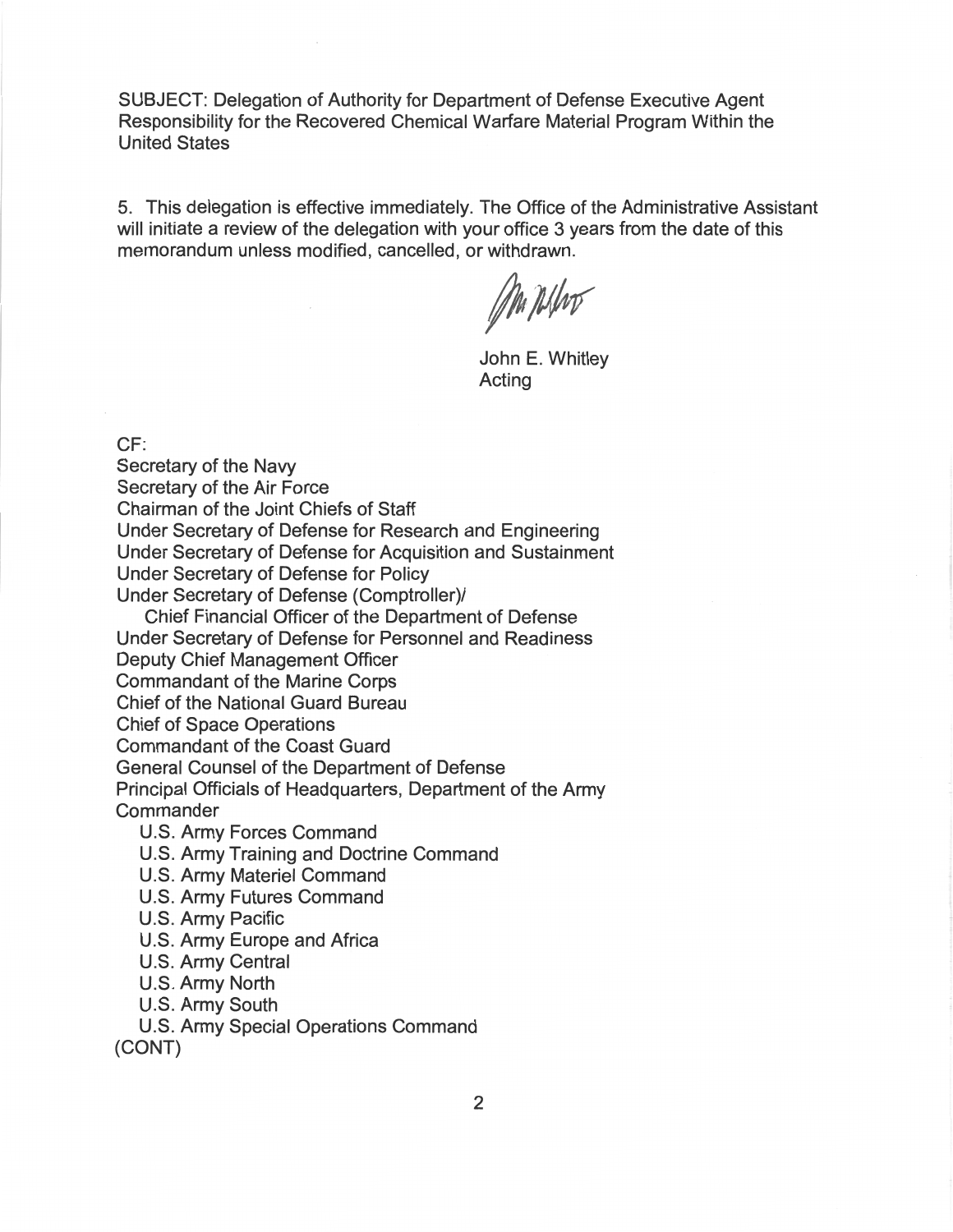SUBJECT: Delegation of Authority for Department of Defense Executive Agent Responsibility for the Recovered Chemical Warfare Material Program Within the United States

5. This delegation is effective immediately. The Office of the Administrative Assistant will initiate a review of the delegation with your office 3 years from the date of this memorandum unless modified, cancelled, or withdrawn.

John E. Whitley
Acting

CF:
Secretary of the Navy
Secretary of the Air Force
Chairman of the Joint Chiefs of Staff
Under Secretary of Defense for Research and Engineering
Under Secretary of Defense for Acquisition and Sustainment
Under Secretary of Defense for Policy
Under Secretary of Defense (Comptroller)/
  Chief Financial Officer of the Department of Defense
Under Secretary of Defense for Personnel and Readiness
Deputy Chief Management Officer
Commandant of the Marine Corps
Chief of the National Guard Bureau
Chief of Space Operations
Commandant of the Coast Guard
General Counsel of the Department of Defense
Principal Officials of Headquarters, Department of the Army
Commander
  U.S. Army Forces Command
  U.S. Army Training and Doctrine Command
  U.S. Army Materiel Command
  U.S. Army Futures Command
  U.S. Army Pacific
  U.S. Army Europe and Africa
  U.S. Army Central
  U.S. Army North
  U.S. Army South
  U.S. Army Special Operations Command
(CONT)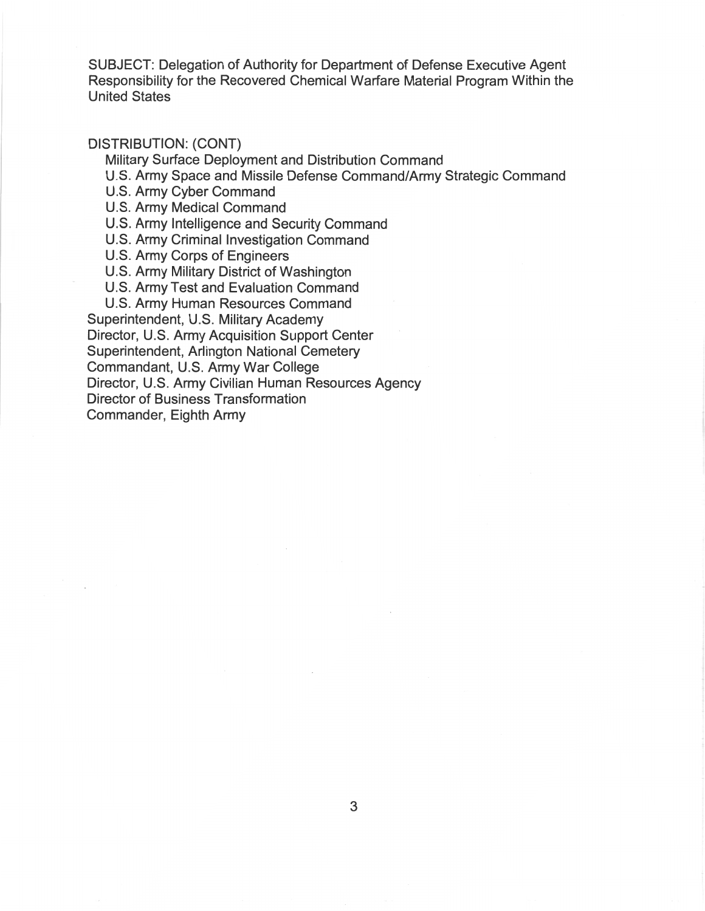SUBJECT: Delegation of Authority for Department of Defense Executive Agent Responsibility for the Recovered Chemical Warfare Material Program Within the United States

DISTRIBUTION: (CONT)

- Military Surface Deployment and Distribution Command
- U.S. Army Space and Missile Defense Command/Army Strategic Command
- U.S. Army Cyber Command
- U.S. Army Medical Command
- U.S. Army Intelligence and Security Command
- U.S. Army Criminal Investigation Command
- U.S. Army Corps of Engineers
- U.S. Army Military District of Washington
- U.S. Army Test and Evaluation Command
- U.S. Army Human Resources Command

Superintendent, U.S. Military Academy
Director, U.S. Army Acquisition Support Center
Superintendent, Arlington National Cemetery
Commandant, U.S. Army War College
Director, U.S. Army Civilian Human Resources Agency
Director of Business Transformation
Commander, Eighth Army